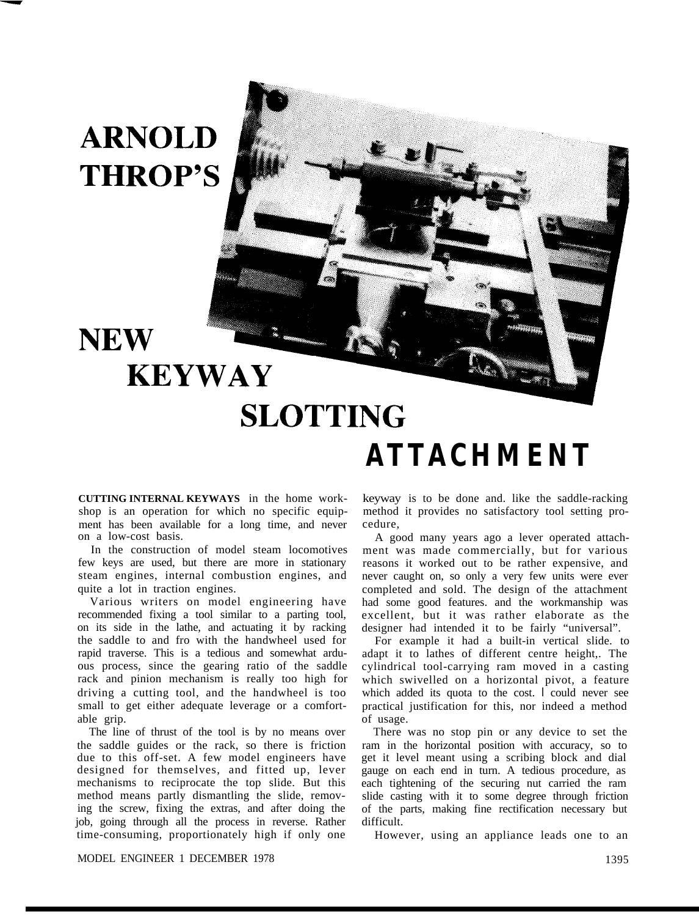# ARNOLD THROP'S NEW KEYWAY SLOTTING ATTACHMENT

**CUTTING INTERNAL KEYWAYS** in the home workshop is an operation for which no specific equipment has been available for a long time, and never on a low-cost basis.

In the construction of model steam locomotives few keys are used, but there are more in stationary steam engines, internal combustion engines, and quite a lot in traction engines.

Various writers on model engineering have recommended fixing a tool similar to a parting tool, on its side in the lathe, and actuating it by racking the saddle to and fro with the handwheel used for rapid traverse. This is a tedious and somewhat arduous process, since the gearing ratio of the saddle rack and pinion mechanism is really too high for driving a cutting tool, and the handwheel is too small to get either adequate leverage or a comfortable grip.

The line of thrust of the tool is by no means over the saddle guides or the rack, so there is friction due to this off-set. A few model engineers have designed for themselves, and fitted up, lever mechanisms to reciprocate the top slide. But this method means partly dismantling the slide, removing the screw, fixing the extras, and after doing the job, going through all the process in reverse. Rather time-consuming, proportionately high if only one keyway is to be done and. like the saddle-racking method it provides no satisfactory tool setting procedure,

A good many years ago a lever operated attachment was made commercially, but for various reasons it worked out to be rather expensive, and never caught on, so only a very few units were ever completed and sold. The design of the attachment had some good features. and the workmanship was excellent, but it was rather elaborate as the designer had intended it to be fairly "universal".

For example it had a built-in vertical slide. to adapt it to lathes of different centre height,. The cylindrical tool-carrying ram moved in a casting which swivelled on a horizontal pivot, a feature which added its quota to the cost. I could never see practical justification for this, nor indeed a method of usage.

There was no stop pin or any device to set the ram in the horizontal position with accuracy, so to get it level meant using a scribing block and dial gauge on each end in turn. A tedious procedure, as each tightening of the securing nut carried the ram slide casting with it to some degree through friction of the parts, making fine rectification necessary but difficult.

However, using an appliance leads one to an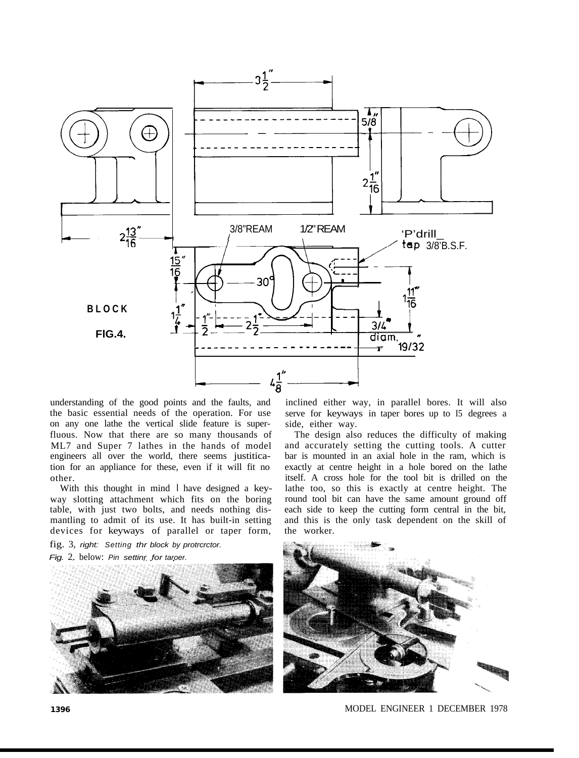BLOCK

FIG.4.

understanding of the good points and the faults, and the basic essential needs of the operation. For use on any one lathe the vertical slide feature is superfluous. Now that there are so many thousands of ML7 and Super 7 lathes in the hands of model engineers all over the world, there seems justification for an appliance for these, even if it will fit no other.

With this thought in mind I have designed a keyway slotting attachment which fits on the boring table, with just two bolts, and needs nothing dismantling to admit of its use. It has built-in setting devices for keyways of parallel or taper form, inclined either way, in parallel bores. It will also serve for keyways in taper bores up to 15 degrees a side, either way.

The design also reduces the difficulty of making and accurately setting the cutting tools. A cutter bar is mounted in an axial hole in the ram, which is exactly at centre height in a hole bored on the lathe itself. A cross hole for the tool bit is drilled on the lathe too, so this is exactly at centre height. The round tool bit can have the same amount ground off each side to keep the cutting form central in the bit, and this is the only task dependent on the skill of the worker.

*Fig. 3, right: Setting thr block by protrcrctor.*

*Fig. 2, below: Pin settinr for taper.*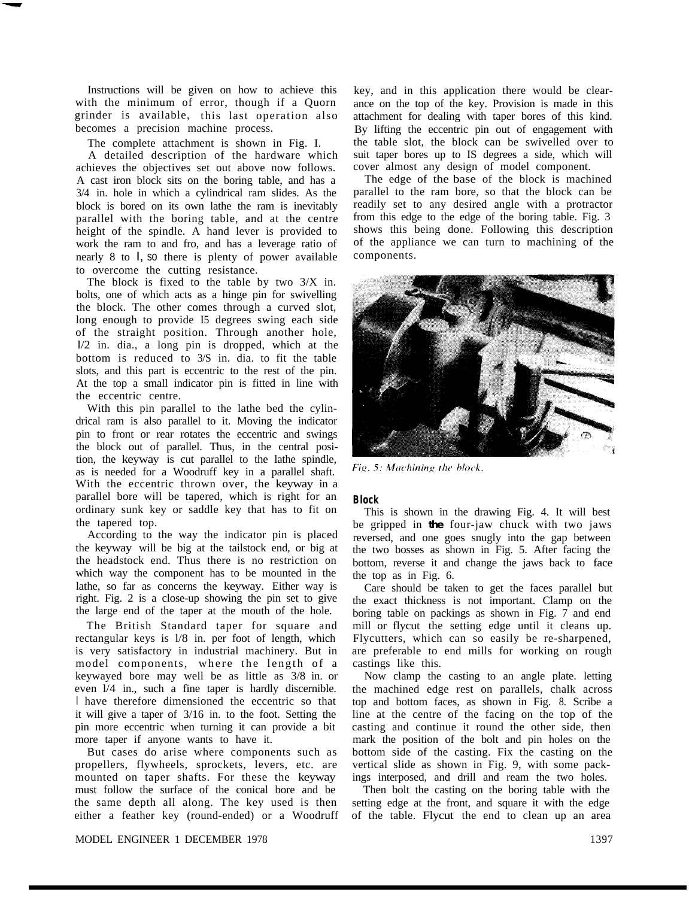Instructions will be given on how to achieve this with the minimum of error, though if a Quorn grinder is available, this last operation also becomes a precision machine process.

The complete attachment is shown in Fig. I.

A detailed description of the hardware which achieves the objectives set out above now follows. A cast iron block sits on the boring table, and has a 3/4 in. hole in which a cylindrical ram slides. As the block is bored on its own lathe the ram is inevitably parallel with the boring table, and at the centre height of the spindle. A hand lever is provided to work the ram to and fro, and has a leverage ratio of nearly 8 to l, so there is plenty of power available to overcome the cutting resistance.

The block is fixed to the table by two 3/X in. bolts, one of which acts as a hinge pin for swivelling the block. The other comes through a curved slot, long enough to provide I5 degrees swing each side of the straight position. Through another hole, l/2 in. dia., a long pin is dropped, which at the bottom is reduced to 3/S in. dia. to fit the table slots, and this part is eccentric to the rest of the pin. At the top a small indicator pin is fitted in line with the eccentric centre.

With this pin parallel to the lathe bed the cylindrical ram is also parallel to it. Moving the indicator pin to front or rear rotates the eccentric and swings the block out of parallel. Thus, in the central position, the keyway is cut parallel to the lathe spindle, as is needed for a Woodruff key in a parallel shaft. With the eccentric thrown over, the keyway in a parallel bore will be tapered, which is right for an ordinary sunk key or saddle key that has to fit on the tapered top.

According to the way the indicator pin is placed the keyway will be big at the tailstock end, or big at the headstock end. Thus there is no restriction on which way the component has to be mounted in the lathe, so far as concerns the keyway. Either way is right. Fig. 2 is a close-up showing the pin set to give the large end of the taper at the mouth of the hole.

The British Standard taper for square and rectangular keys is l/8 in. per foot of length, which is very satisfactory in industrial machinery. But in model components, where the length of a keywayed bore may well be as little as 3/8 in. or even l/4 in., such a fine taper is hardly discernible. I have therefore dimensioned the eccentric so that it will give a taper of 3/16 in. to the foot. Setting the pin more eccentric when turning it can provide a bit more taper if anyone wants to have it.

But cases do arise where components such as propellers, flywheels, sprockets, levers, etc. are mounted on taper shafts. For these the keyway must follow the surface of the conical bore and be the same depth all along. The key used is then either a feather key (round-ended) or a Woodruff key, and in this application there would be clearance on the top of the key. Provision is made in this attachment for dealing with taper bores of this kind. By lifting the eccentric pin out of engagement with the table slot, the block can be swivelled over to suit taper bores up to IS degrees a side, which will cover almost any design of model component.

The edge of the base of the block is machined parallel to the ram bore, so that the block can be readily set to any desired angle with a protractor from this edge to the edge of the boring table. Fig. 3 shows this being done. Following this description of the appliance we can turn to machining of the components.

*Fig. 5: Machining the block.*

## Block

This is shown in the drawing Fig. 4. It will best be gripped in **the** four-jaw chuck with two jaws reversed, and one goes snugly into the gap between the two bosses as shown in Fig. 5. After facing the bottom, reverse it and change the jaws back to face the top as in Fig. 6.

Care should be taken to get the faces parallel but the exact thickness is not important. Clamp on the boring table on packings as shown in Fig. 7 and end mill or flycut the setting edge until it cleans up. Flycutters, which can so easily be re-sharpened, are preferable to end mills for working on rough castings like this.

Now clamp the casting to an angle plate. letting the machined edge rest on parallels, chalk across top and bottom faces, as shown in Fig. 8. Scribe a line at the centre of the facing on the top of the casting and continue it round the other side, then mark the position of the bolt and pin holes on the bottom side of the casting. Fix the casting on the vertical slide as shown in Fig. 9, with some packings interposed, and drill and ream the two holes.

Then bolt the casting on the boring table with the setting edge at the front, and square it with the edge of the table. Flycut the end to clean up an area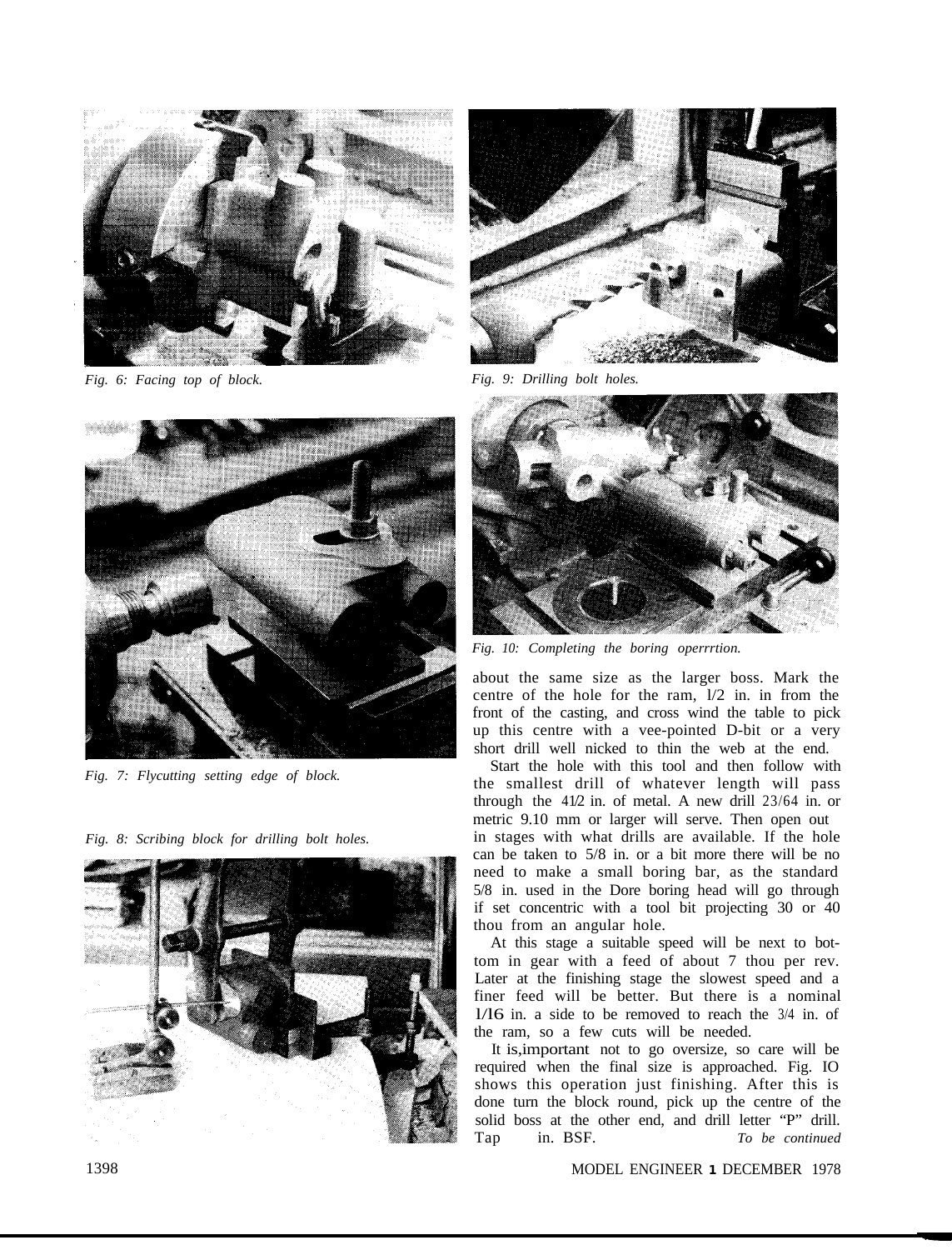*Fig. 6: Facing top of block.*

*Fig. 7: Flycutting setting edge of block.*

*Fig. 8: Scribing block for drilling bolt holes.*

*Fig. 9: Drilling bolt holes.*

*Fig. 10: Completing the boring operrrtion.*

about the same size as the larger boss. Mark the centre of the hole for the ram, l/2 in. in from the front of the casting, and cross wind the table to pick up this centre with a vee-pointed D-bit or a very short drill well nicked to thin the web at the end.

Start the hole with this tool and then follow with the smallest drill of whatever length will pass through the 41/2 in. of metal. A new drill 23/64 in. or metric 9.10 mm or larger will serve. Then open out in stages with what drills are available. If the hole can be taken to 5/8 in. or a bit more there will be no need to make a small boring bar, as the standard 5/8 in. used in the Dore boring head will go through if set concentric with a tool bit projecting 30 or 40 thou from an angular hole.

At this stage a suitable speed will be next to bottom in gear with a feed of about 7 thou per rev. Later at the finishing stage the slowest speed and a finer feed will be better. But there is a nominal 1/16 in. a side to be removed to reach the 3/4 in. of the ram, so a few cuts will be needed.

It is important not to go oversize, so care will be required when the final size is approached. Fig. 10 shows this operation just finishing. After this is done turn the block round, pick up the centre of the solid boss at the other end, and drill letter "P" drill. Tap in. BSF.

*To be continued*